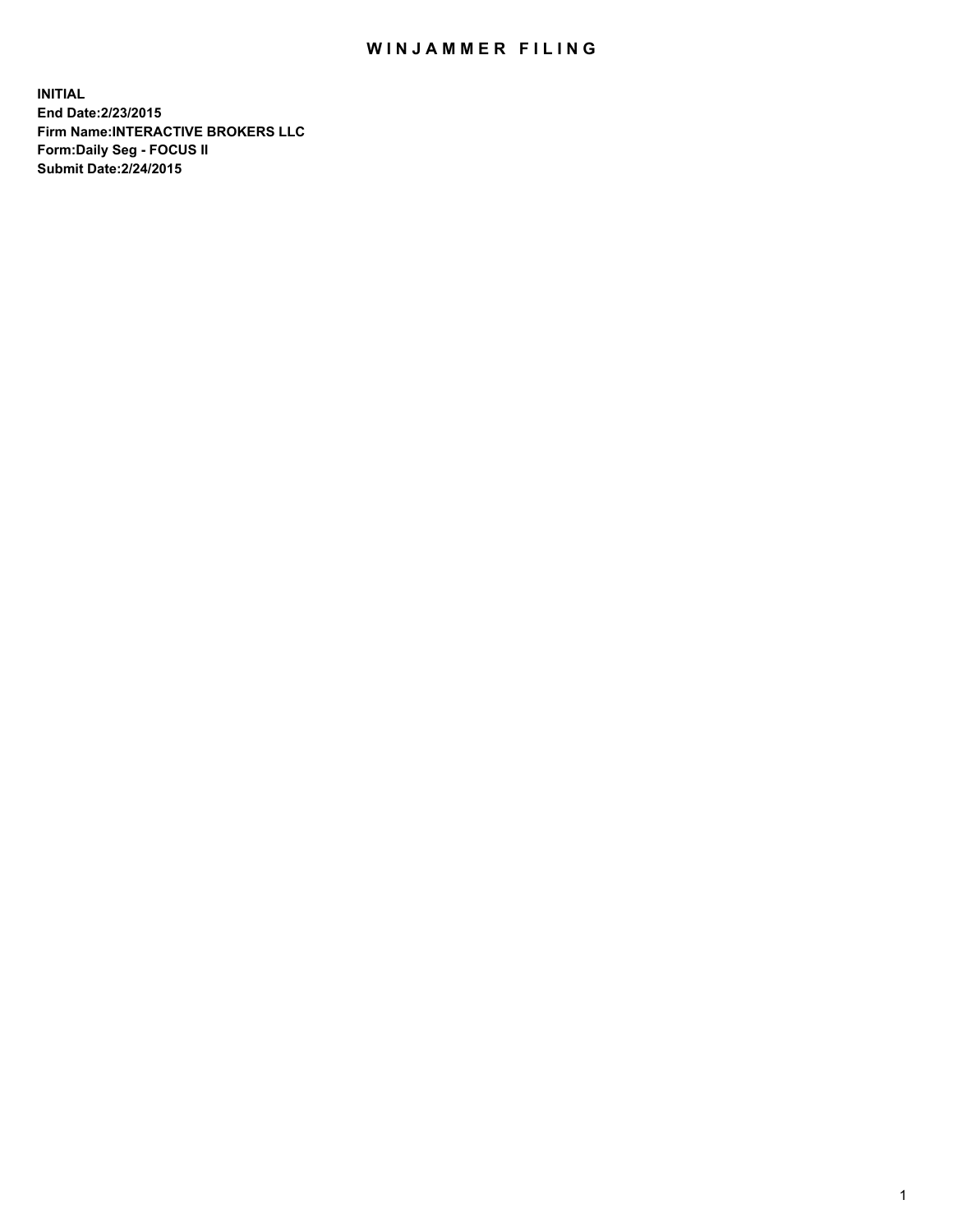# WINJAMMER FILING

**INITIAL**
**End Date:2/23/2015**
**Firm Name:INTERACTIVE BROKERS LLC**
**Form:Daily Seg - FOCUS II**
**Submit Date:2/24/2015**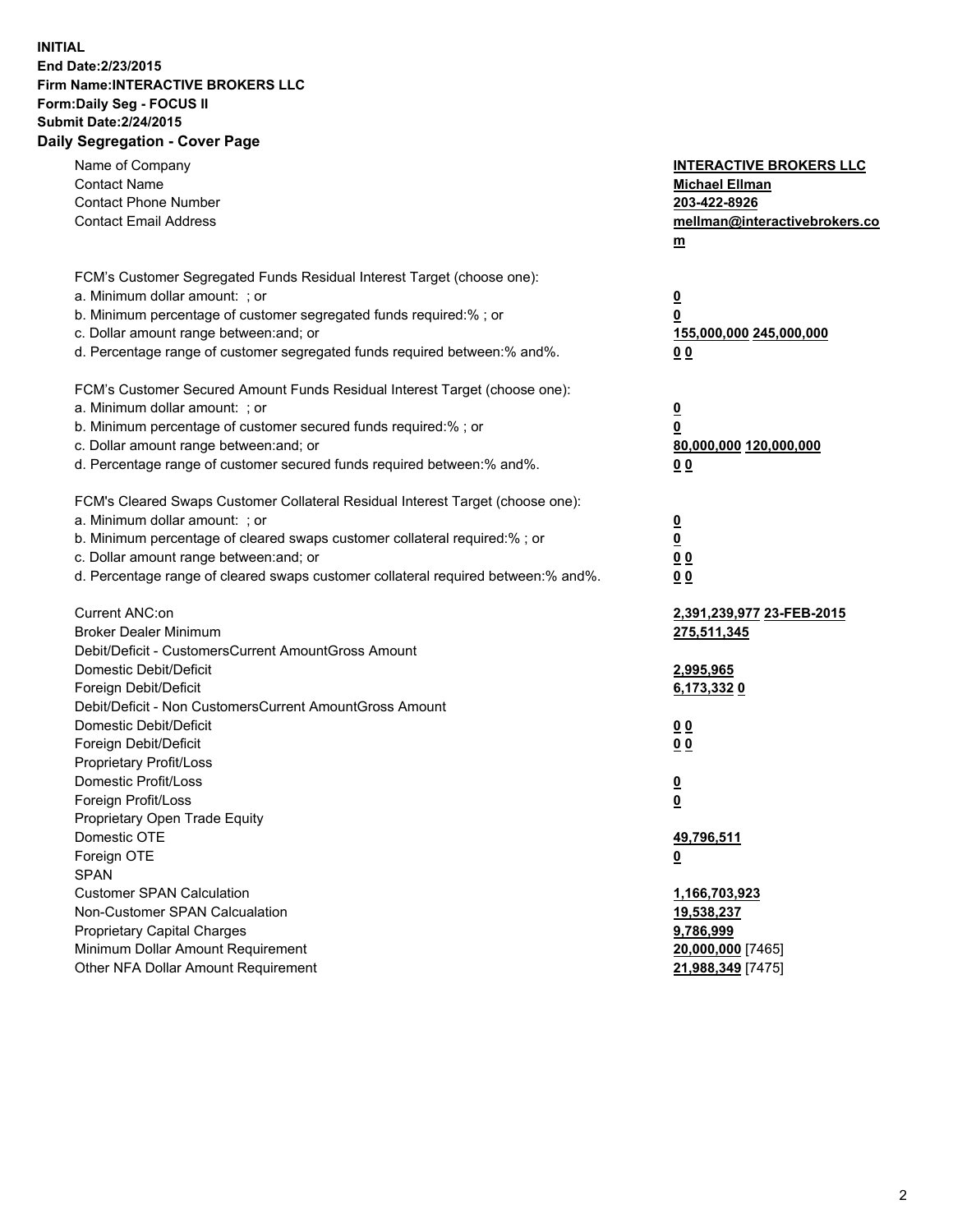**INITIAL**
**End Date:2/23/2015**
**Firm Name:INTERACTIVE BROKERS LLC**
**Form:Daily Seg - FOCUS II**
**Submit Date:2/24/2015**
**Daily Segregation - Cover Page**

| | |
|---|---|
| Name of Company | **INTERACTIVE BROKERS LLC** |
| Contact Name | **Michael Ellman** |
| Contact Phone Number | **203-422-8926** |
| Contact Email Address | **mellman@interactivebrokers.com** |
| FCM's Customer Segregated Funds Residual Interest Target (choose one): | |
| a. Minimum dollar amount: ; or | **0** |
| b. Minimum percentage of customer segregated funds required:% ; or | **0** |
| c. Dollar amount range between:and; or | **155,000,000 245,000,000** |
| d. Percentage range of customer segregated funds required between:% and%. | **0 0** |
| FCM's Customer Secured Amount Funds Residual Interest Target (choose one): | |
| a. Minimum dollar amount: ; or | **0** |
| b. Minimum percentage of customer secured funds required:% ; or | **0** |
| c. Dollar amount range between:and; or | **80,000,000 120,000,000** |
| d. Percentage range of customer secured funds required between:% and%. | **0 0** |
| FCM's Cleared Swaps Customer Collateral Residual Interest Target (choose one): | |
| a. Minimum dollar amount: ; or | **0** |
| b. Minimum percentage of cleared swaps customer collateral required:% ; or | **0** |
| c. Dollar amount range between:and; or | **0 0** |
| d. Percentage range of cleared swaps customer collateral required between:% and%. | **0 0** |
| Current ANC:on | **2,391,239,977 23-FEB-2015** |
| Broker Dealer Minimum | **275,511,345** |
| Debit/Deficit - CustomersCurrent AmountGross Amount | |
| Domestic Debit/Deficit | **2,995,965** |
| Foreign Debit/Deficit | **6,173,332 0** |
| Debit/Deficit - Non CustomersCurrent AmountGross Amount | |
| Domestic Debit/Deficit | **0 0** |
| Foreign Debit/Deficit | **0 0** |
| Proprietary Profit/Loss | |
| Domestic Profit/Loss | **0** |
| Foreign Profit/Loss | **0** |
| Proprietary Open Trade Equity | |
| Domestic OTE | **49,796,511** |
| Foreign OTE | **0** |
| SPAN | |
| Customer SPAN Calculation | **1,166,703,923** |
| Non-Customer SPAN Calcualation | **19,538,237** |
| Proprietary Capital Charges | **9,786,999** |
| Minimum Dollar Amount Requirement | **20,000,000** [7465] |
| Other NFA Dollar Amount Requirement | **21,988,349** [7475] |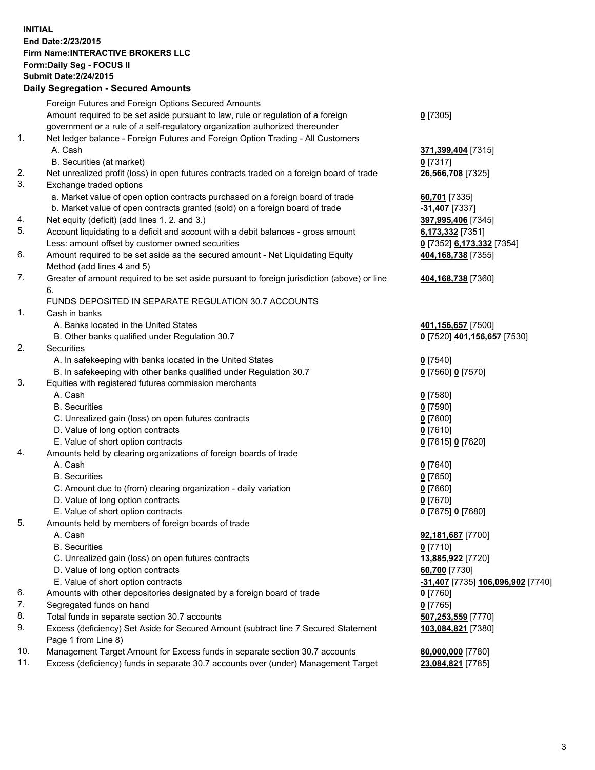**INITIAL**
**End Date:2/23/2015**
**Firm Name:INTERACTIVE BROKERS LLC**
**Form:Daily Seg - FOCUS II**
**Submit Date:2/24/2015**

## Daily Segregation - Secured Amounts

| | | |
|---|---|---|
| | Foreign Futures and Foreign Options Secured Amounts | |
| | Amount required to be set aside pursuant to law, rule or regulation of a foreign government or a rule of a self-regulatory organization authorized thereunder | **0** [7305] |
| 1. | Net ledger balance - Foreign Futures and Foreign Option Trading - All Customers | |
| | A. Cash | **371,399,404** [7315] |
| | B. Securities (at market) | **0** [7317] |
| 2. | Net unrealized profit (loss) in open futures contracts traded on a foreign board of trade | **26,566,708** [7325] |
| 3. | Exchange traded options | |
| | a. Market value of open option contracts purchased on a foreign board of trade | **60,701** [7335] |
| | b. Market value of open contracts granted (sold) on a foreign board of trade | **-31,407** [7337] |
| 4. | Net equity (deficit) (add lines 1. 2. and 3.) | **397,995,406** [7345] |
| 5. | Account liquidating to a deficit and account with a debit balances - gross amount | **6,173,332** [7351] |
| | Less: amount offset by customer owned securities | **0** [7352] **6,173,332** [7354] |
| 6. | Amount required to be set aside as the secured amount - Net Liquidating Equity Method (add lines 4 and 5) | **404,168,738** [7355] |
| 7. | Greater of amount required to be set aside pursuant to foreign jurisdiction (above) or line 6. | **404,168,738** [7360] |
| | FUNDS DEPOSITED IN SEPARATE REGULATION 30.7 ACCOUNTS | |
| 1. | Cash in banks | |
| | A. Banks located in the United States | **401,156,657** [7500] |
| | B. Other banks qualified under Regulation 30.7 | **0** [7520] **401,156,657** [7530] |
| 2. | Securities | |
| | A. In safekeeping with banks located in the United States | **0** [7540] |
| | B. In safekeeping with other banks qualified under Regulation 30.7 | **0** [7560] **0** [7570] |
| 3. | Equities with registered futures commission merchants | |
| | A. Cash | **0** [7580] |
| | B. Securities | **0** [7590] |
| | C. Unrealized gain (loss) on open futures contracts | **0** [7600] |
| | D. Value of long option contracts | **0** [7610] |
| | E. Value of short option contracts | **0** [7615] **0** [7620] |
| 4. | Amounts held by clearing organizations of foreign boards of trade | |
| | A. Cash | **0** [7640] |
| | B. Securities | **0** [7650] |
| | C. Amount due to (from) clearing organization - daily variation | **0** [7660] |
| | D. Value of long option contracts | **0** [7670] |
| | E. Value of short option contracts | **0** [7675] **0** [7680] |
| 5. | Amounts held by members of foreign boards of trade | |
| | A. Cash | **92,181,687** [7700] |
| | B. Securities | **0** [7710] |
| | C. Unrealized gain (loss) on open futures contracts | **13,885,922** [7720] |
| | D. Value of long option contracts | **60,700** [7730] |
| | E. Value of short option contracts | **-31,407** [7735] **106,096,902** [7740] |
| 6. | Amounts with other depositories designated by a foreign board of trade | **0** [7760] |
| 7. | Segregated funds on hand | **0** [7765] |
| 8. | Total funds in separate section 30.7 accounts | **507,253,559** [7770] |
| 9. | Excess (deficiency) Set Aside for Secured Amount (subtract line 7 Secured Statement Page 1 from Line 8) | **103,084,821** [7380] |
| 10. | Management Target Amount for Excess funds in separate section 30.7 accounts | **80,000,000** [7780] |
| 11. | Excess (deficiency) funds in separate 30.7 accounts over (under) Management Target | **23,084,821** [7785] |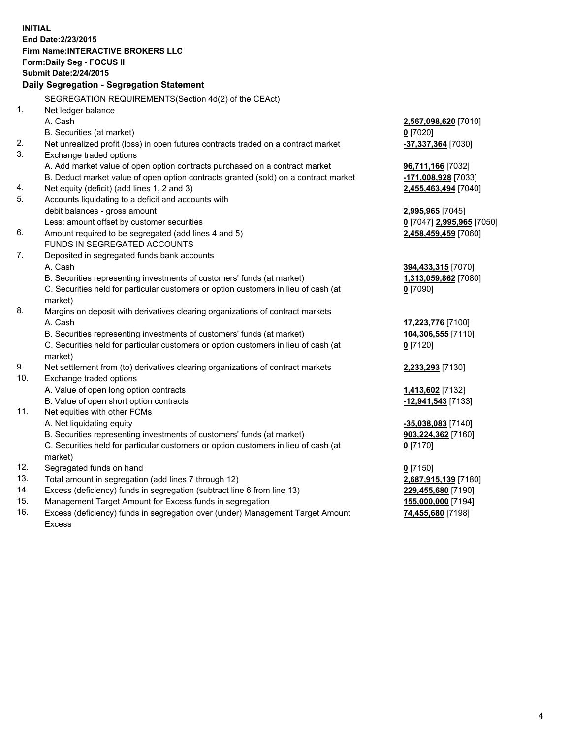**INITIAL**
**End Date:2/23/2015**
**Firm Name:INTERACTIVE BROKERS LLC**
**Form:Daily Seg - FOCUS II**
**Submit Date:2/24/2015**

**Daily Segregation - Segregation Statement**

SEGREGATION REQUIREMENTS(Section 4d(2) of the CEAct)

| | | |
|---|---|---|
| 1. | Net ledger balance | |
| | A. Cash | **2,567,098,620** [7010] |
| | B. Securities (at market) | **0** [7020] |
| 2. | Net unrealized profit (loss) in open futures contracts traded on a contract market | **-37,337,364** [7030] |
| 3. | Exchange traded options | |
| | A. Add market value of open option contracts purchased on a contract market | **96,711,166** [7032] |
| | B. Deduct market value of open option contracts granted (sold) on a contract market | **-171,008,928** [7033] |
| 4. | Net equity (deficit) (add lines 1, 2 and 3) | **2,455,463,494** [7040] |
| 5. | Accounts liquidating to a deficit and accounts with debit balances - gross amount | **2,995,965** [7045] |
| | Less: amount offset by customer securities | **0** [7047] **2,995,965** [7050] |
| 6. | Amount required to be segregated (add lines 4 and 5) | **2,458,459,459** [7060] |
| | FUNDS IN SEGREGATED ACCOUNTS | |
| 7. | Deposited in segregated funds bank accounts | |
| | A. Cash | **394,433,315** [7070] |
| | B. Securities representing investments of customers' funds (at market) | **1,313,059,862** [7080] |
| | C. Securities held for particular customers or option customers in lieu of cash (at market) | **0** [7090] |
| 8. | Margins on deposit with derivatives clearing organizations of contract markets | |
| | A. Cash | **17,223,776** [7100] |
| | B. Securities representing investments of customers' funds (at market) | **104,306,555** [7110] |
| | C. Securities held for particular customers or option customers in lieu of cash (at market) | **0** [7120] |
| 9. | Net settlement from (to) derivatives clearing organizations of contract markets | **2,233,293** [7130] |
| 10. | Exchange traded options | |
| | A. Value of open long option contracts | **1,413,602** [7132] |
| | B. Value of open short option contracts | **-12,941,543** [7133] |
| 11. | Net equities with other FCMs | |
| | A. Net liquidating equity | **-35,038,083** [7140] |
| | B. Securities representing investments of customers' funds (at market) | **903,224,362** [7160] |
| | C. Securities held for particular customers or option customers in lieu of cash (at market) | **0** [7170] |
| 12. | Segregated funds on hand | **0** [7150] |
| 13. | Total amount in segregation (add lines 7 through 12) | **2,687,915,139** [7180] |
| 14. | Excess (deficiency) funds in segregation (subtract line 6 from line 13) | **229,455,680** [7190] |
| 15. | Management Target Amount for Excess funds in segregation | **155,000,000** [7194] |
| 16. | Excess (deficiency) funds in segregation over (under) Management Target Amount Excess | **74,455,680** [7198] |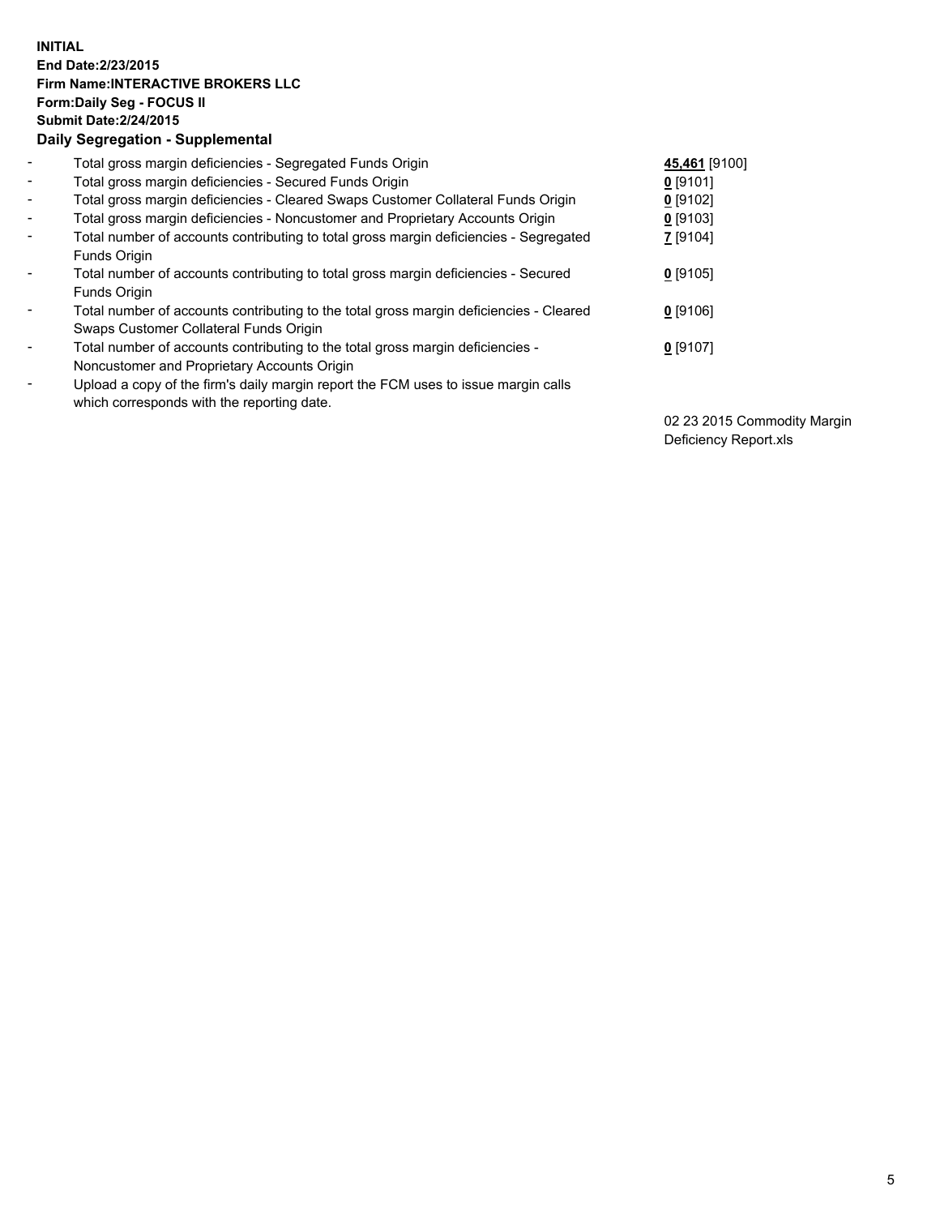**INITIAL**
**End Date:2/23/2015**
**Firm Name:INTERACTIVE BROKERS LLC**
**Form:Daily Seg - FOCUS II**
**Submit Date:2/24/2015**

**Daily Segregation - Supplemental**

| | | |
|---|---|---|
| - | Total gross margin deficiencies - Segregated Funds Origin | **45,461** [9100] |
| - | Total gross margin deficiencies - Secured Funds Origin | **0** [9101] |
| - | Total gross margin deficiencies - Cleared Swaps Customer Collateral Funds Origin | **0** [9102] |
| - | Total gross margin deficiencies - Noncustomer and Proprietary Accounts Origin | **0** [9103] |
| - | Total number of accounts contributing to total gross margin deficiencies - Segregated Funds Origin | **7** [9104] |
| - | Total number of accounts contributing to total gross margin deficiencies - Secured Funds Origin | **0** [9105] |
| - | Total number of accounts contributing to the total gross margin deficiencies - Cleared Swaps Customer Collateral Funds Origin | **0** [9106] |
| - | Total number of accounts contributing to the total gross margin deficiencies - Noncustomer and Proprietary Accounts Origin | **0** [9107] |
| - | Upload a copy of the firm's daily margin report the FCM uses to issue margin calls which corresponds with the reporting date. | 02 23 2015 Commodity Margin Deficiency Report.xls |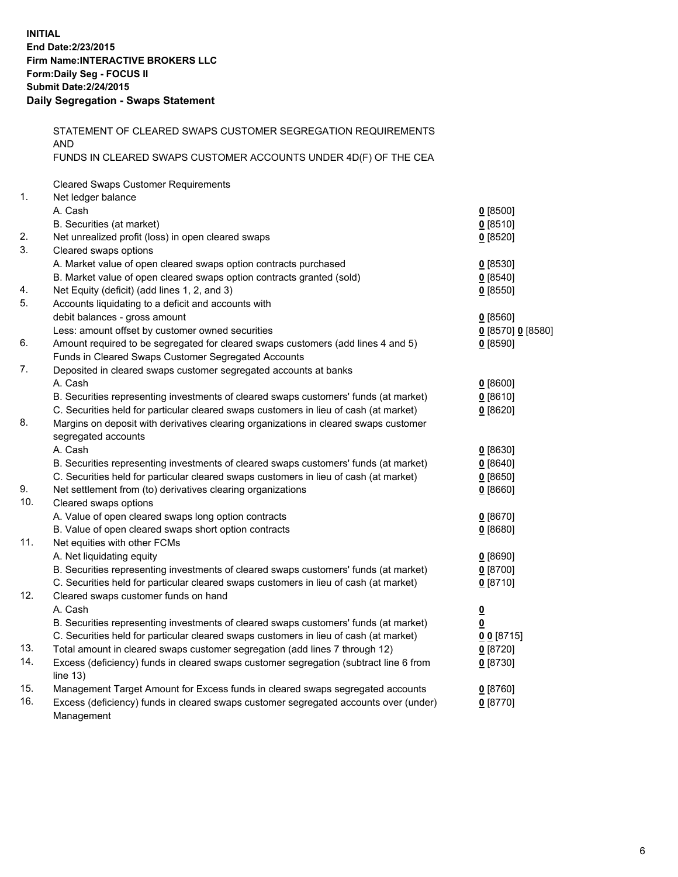**INITIAL**
**End Date:2/23/2015**
**Firm Name:INTERACTIVE BROKERS LLC**
**Form:Daily Seg - FOCUS II**
**Submit Date:2/24/2015**
**Daily Segregation - Swaps Statement**

STATEMENT OF CLEARED SWAPS CUSTOMER SEGREGATION REQUIREMENTS AND FUNDS IN CLEARED SWAPS CUSTOMER ACCOUNTS UNDER 4D(F) OF THE CEA

| | | |
|---|---|---|
| | Cleared Swaps Customer Requirements | |
| 1. | Net ledger balance | |
| | A. Cash | 0 [8500] |
| | B. Securities (at market) | 0 [8510] |
| 2. | Net unrealized profit (loss) in open cleared swaps | 0 [8520] |
| 3. | Cleared swaps options | |
| | A. Market value of open cleared swaps option contracts purchased | 0 [8530] |
| | B. Market value of open cleared swaps option contracts granted (sold) | 0 [8540] |
| 4. | Net Equity (deficit) (add lines 1, 2, and 3) | 0 [8550] |
| 5. | Accounts liquidating to a deficit and accounts with | |
| | debit balances - gross amount | 0 [8560] |
| | Less: amount offset by customer owned securities | 0 [8570] 0 [8580] |
| 6. | Amount required to be segregated for cleared swaps customers (add lines 4 and 5) | 0 [8590] |
| | Funds in Cleared Swaps Customer Segregated Accounts | |
| 7. | Deposited in cleared swaps customer segregated accounts at banks | |
| | A. Cash | 0 [8600] |
| | B. Securities representing investments of cleared swaps customers' funds (at market) | 0 [8610] |
| | C. Securities held for particular cleared swaps customers in lieu of cash (at market) | 0 [8620] |
| 8. | Margins on deposit with derivatives clearing organizations in cleared swaps customer segregated accounts | |
| | A. Cash | 0 [8630] |
| | B. Securities representing investments of cleared swaps customers' funds (at market) | 0 [8640] |
| | C. Securities held for particular cleared swaps customers in lieu of cash (at market) | 0 [8650] |
| 9. | Net settlement from (to) derivatives clearing organizations | 0 [8660] |
| 10. | Cleared swaps options | |
| | A. Value of open cleared swaps long option contracts | 0 [8670] |
| | B. Value of open cleared swaps short option contracts | 0 [8680] |
| 11. | Net equities with other FCMs | |
| | A. Net liquidating equity | 0 [8690] |
| | B. Securities representing investments of cleared swaps customers' funds (at market) | 0 [8700] |
| | C. Securities held for particular cleared swaps customers in lieu of cash (at market) | 0 [8710] |
| 12. | Cleared swaps customer funds on hand | |
| | A. Cash | 0 |
| | B. Securities representing investments of cleared swaps customers' funds (at market) | 0 |
| | C. Securities held for particular cleared swaps customers in lieu of cash (at market) | 0 0 [8715] |
| 13. | Total amount in cleared swaps customer segregation (add lines 7 through 12) | 0 [8720] |
| 14. | Excess (deficiency) funds in cleared swaps customer segregation (subtract line 6 from line 13) | 0 [8730] |
| 15. | Management Target Amount for Excess funds in cleared swaps segregated accounts | 0 [8760] |
| 16. | Excess (deficiency) funds in cleared swaps customer segregated accounts over (under) Management | 0 [8770] |